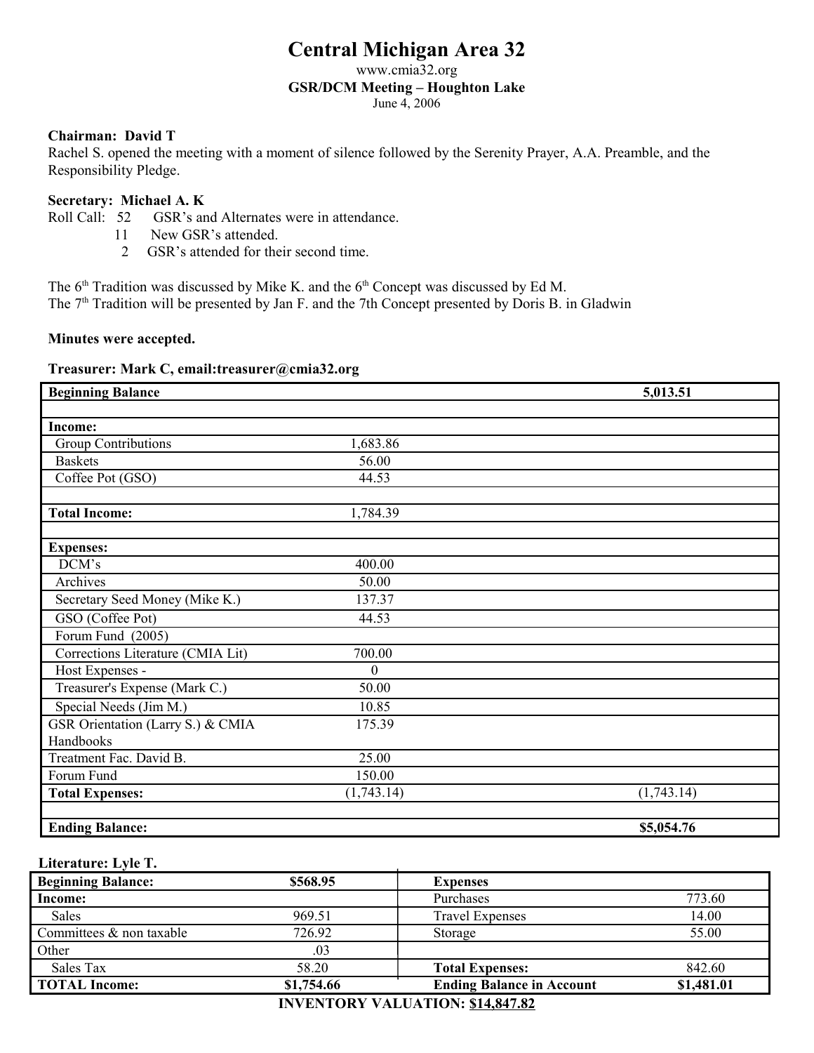# Central Michigan Area 32

www.cmia32.org

**GSR/DCM Meeting – Houghton Lake**

June 4, 2006

**Chairman: David T**

Rachel S. opened the meeting with a moment of silence followed by the Serenity Prayer, A.A. Preamble, and the Responsibility Pledge.

**Secretary: Michael A. K**

Roll Call: 52 GSR's and Alternates were in attendance.
11 New GSR's attended.
2 GSR's attended for their second time.

The 6th Tradition was discussed by Mike K. and the 6th Concept was discussed by Ed M.
The 7th Tradition will be presented by Jan F. and the 7th Concept presented by Doris B. in Gladwin

**Minutes were accepted.**

**Treasurer: Mark C, email:treasurer@cmia32.org**

| **Beginning Balance** | | **5,013.51** |
|---|---|---|
| | | |
| **Income:** | | |
| Group Contributions | 1,683.86 | |
| Baskets | 56.00 | |
| Coffee Pot (GSO) | 44.53 | |
| | | |
| **Total Income:** | 1,784.39 | |
| | | |
| **Expenses:** | | |
| DCM's | 400.00 | |
| Archives | 50.00 | |
| Secretary Seed Money (Mike K.) | 137.37 | |
| GSO (Coffee Pot) | 44.53 | |
| Forum Fund (2005) | | |
| Corrections Literature (CMIA Lit) | 700.00 | |
| Host Expenses - | 0 | |
| Treasurer's Expense (Mark C.) | 50.00 | |
| Special Needs (Jim M.) | 10.85 | |
| GSR Orientation (Larry S.) & CMIA Handbooks | 175.39 | |
| Treatment Fac. David B. | 25.00 | |
| Forum Fund | 150.00 | |
| **Total Expenses:** | (1,743.14) | (1,743.14) |
| | | |
| **Ending Balance:** | | **$5,054.76** |

**Literature: Lyle T.**

| **Beginning Balance:** | **$568.95** | **Expenses** | |
|---|---|---|---|
| **Income:** | | Purchases | 773.60 |
| Sales | 969.51 | Travel Expenses | 14.00 |
| Committees & non taxable | 726.92 | Storage | 55.00 |
| Other | .03 | | |
| Sales Tax | 58.20 | **Total Expenses:** | 842.60 |
| **TOTAL Income:** | **$1,754.66** | **Ending Balance in Account** | **$1,481.01** |

**INVENTORY VALUATION: $14,847.82**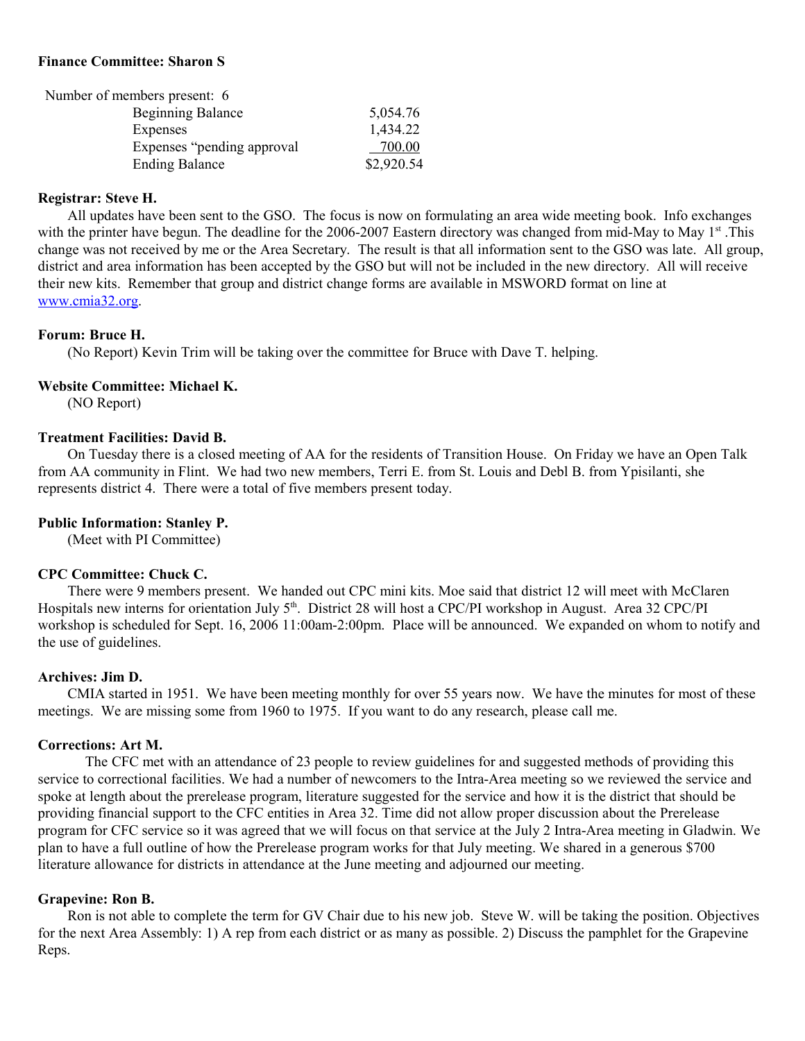**Finance Committee: Sharon S**

Number of members present: 6

| | |
|---|---|
| Beginning Balance | 5,054.76 |
| Expenses | 1,434.22 |
| Expenses "pending approval | 700.00 |
| Ending Balance | $2,920.54 |

**Registrar: Steve H.**

All updates have been sent to the GSO. The focus is now on formulating an area wide meeting book. Info exchanges with the printer have begun. The deadline for the 2006-2007 Eastern directory was changed from mid-May to May 1st .This change was not received by me or the Area Secretary. The result is that all information sent to the GSO was late. All group, district and area information has been accepted by the GSO but will not be included in the new directory. All will receive their new kits. Remember that group and district change forms are available in MSWORD format on line at www.cmia32.org.

**Forum: Bruce H.**

(No Report) Kevin Trim will be taking over the committee for Bruce with Dave T. helping.

**Website Committee: Michael K.**

(NO Report)

**Treatment Facilities: David B.**

On Tuesday there is a closed meeting of AA for the residents of Transition House. On Friday we have an Open Talk from AA community in Flint. We had two new members, Terri E. from St. Louis and Debl B. from Ypisilanti, she represents district 4. There were a total of five members present today.

**Public Information: Stanley P.**

(Meet with PI Committee)

**CPC Committee: Chuck C.**

There were 9 members present. We handed out CPC mini kits. Moe said that district 12 will meet with McClaren Hospitals new interns for orientation July 5th. District 28 will host a CPC/PI workshop in August. Area 32 CPC/PI workshop is scheduled for Sept. 16, 2006 11:00am-2:00pm. Place will be announced. We expanded on whom to notify and the use of guidelines.

**Archives: Jim D.**

CMIA started in 1951. We have been meeting monthly for over 55 years now. We have the minutes for most of these meetings. We are missing some from 1960 to 1975. If you want to do any research, please call me.

**Corrections: Art M.**

The CFC met with an attendance of 23 people to review guidelines for and suggested methods of providing this service to correctional facilities. We had a number of newcomers to the Intra-Area meeting so we reviewed the service and spoke at length about the prerelease program, literature suggested for the service and how it is the district that should be providing financial support to the CFC entities in Area 32. Time did not allow proper discussion about the Prerelease program for CFC service so it was agreed that we will focus on that service at the July 2 Intra-Area meeting in Gladwin. We plan to have a full outline of how the Prerelease program works for that July meeting. We shared in a generous $700 literature allowance for districts in attendance at the June meeting and adjourned our meeting.

**Grapevine: Ron B.**

Ron is not able to complete the term for GV Chair due to his new job. Steve W. will be taking the position. Objectives for the next Area Assembly: 1) A rep from each district or as many as possible. 2) Discuss the pamphlet for the Grapevine Reps.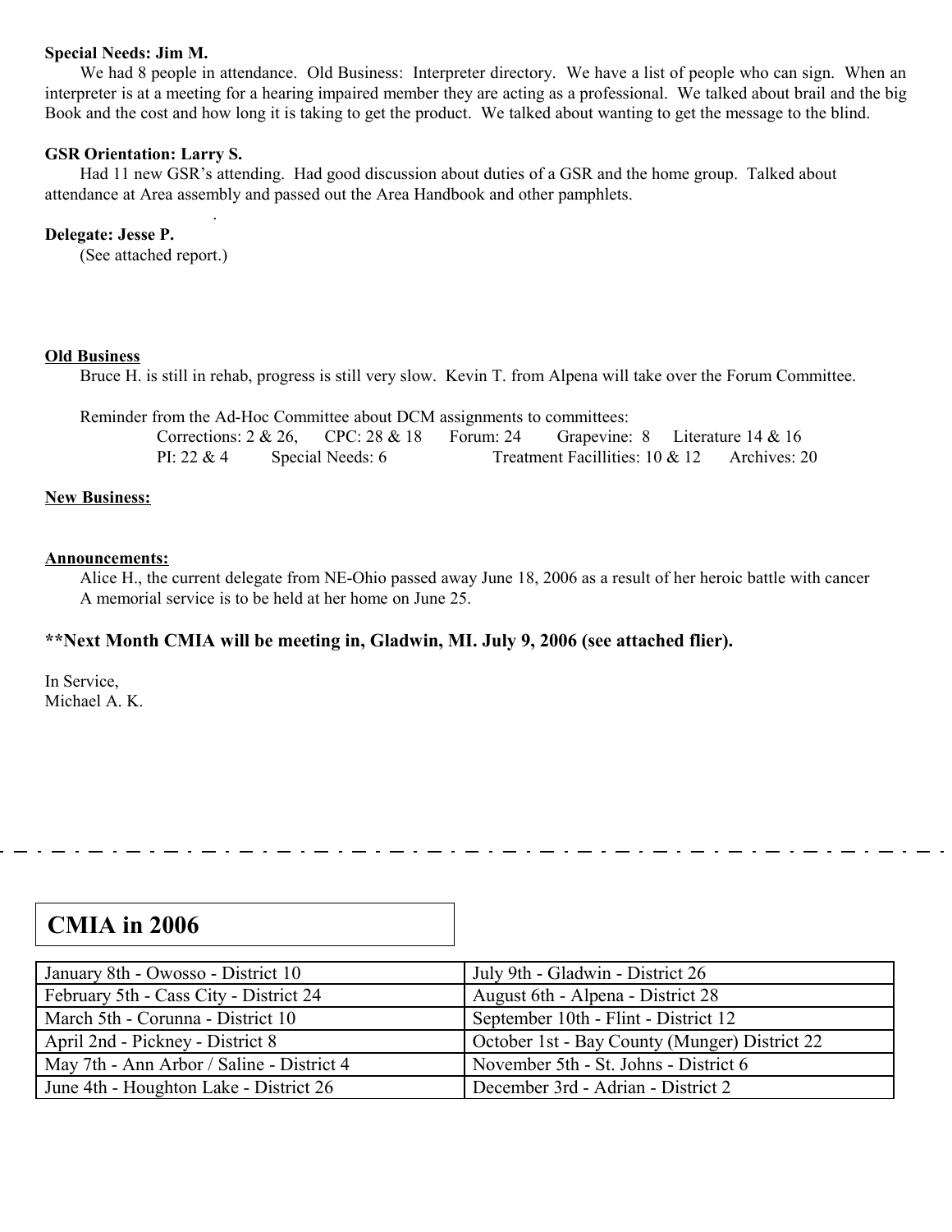**Special Needs: Jim M.**

We had 8 people in attendance. Old Business: Interpreter directory. We have a list of people who can sign. When an interpreter is at a meeting for a hearing impaired member they are acting as a professional. We talked about brail and the big Book and the cost and how long it is taking to get the product. We talked about wanting to get the message to the blind.

**GSR Orientation: Larry S.**

Had 11 new GSR's attending. Had good discussion about duties of a GSR and the home group. Talked about attendance at Area assembly and passed out the Area Handbook and other pamphlets.

**Delegate: Jesse P.**

(See attached report.)

**Old Business**

Bruce H. is still in rehab, progress is still very slow. Kevin T. from Alpena will take over the Forum Committee.

Reminder from the Ad-Hoc Committee about DCM assignments to committees:

Corrections: 2 & 26, CPC: 28 & 18 Forum: 24 Grapevine: 8 Literature 14 & 16
PI: 22 & 4 Special Needs: 6 Treatment Facillities: 10 & 12 Archives: 20

**New Business:**

**Announcements:**

Alice H., the current delegate from NE-Ohio passed away June 18, 2006 as a result of her heroic battle with cancer
A memorial service is to be held at her home on June 25.

**\*\*Next Month CMIA will be meeting in, Gladwin, MI. July 9, 2006 (see attached flier).**

In Service,
Michael A. K.

## CMIA in 2006

| | |
|---|---|
| January 8th - Owosso - District 10 | July 9th - Gladwin - District 26 |
| February 5th - Cass City - District 24 | August 6th - Alpena - District 28 |
| March 5th - Corunna - District 10 | September 10th - Flint - District 12 |
| April 2nd - Pickney - District 8 | October 1st - Bay County (Munger) District 22 |
| May 7th - Ann Arbor / Saline - District 4 | November 5th - St. Johns - District 6 |
| June 4th - Houghton Lake - District 26 | December 3rd - Adrian - District 2 |